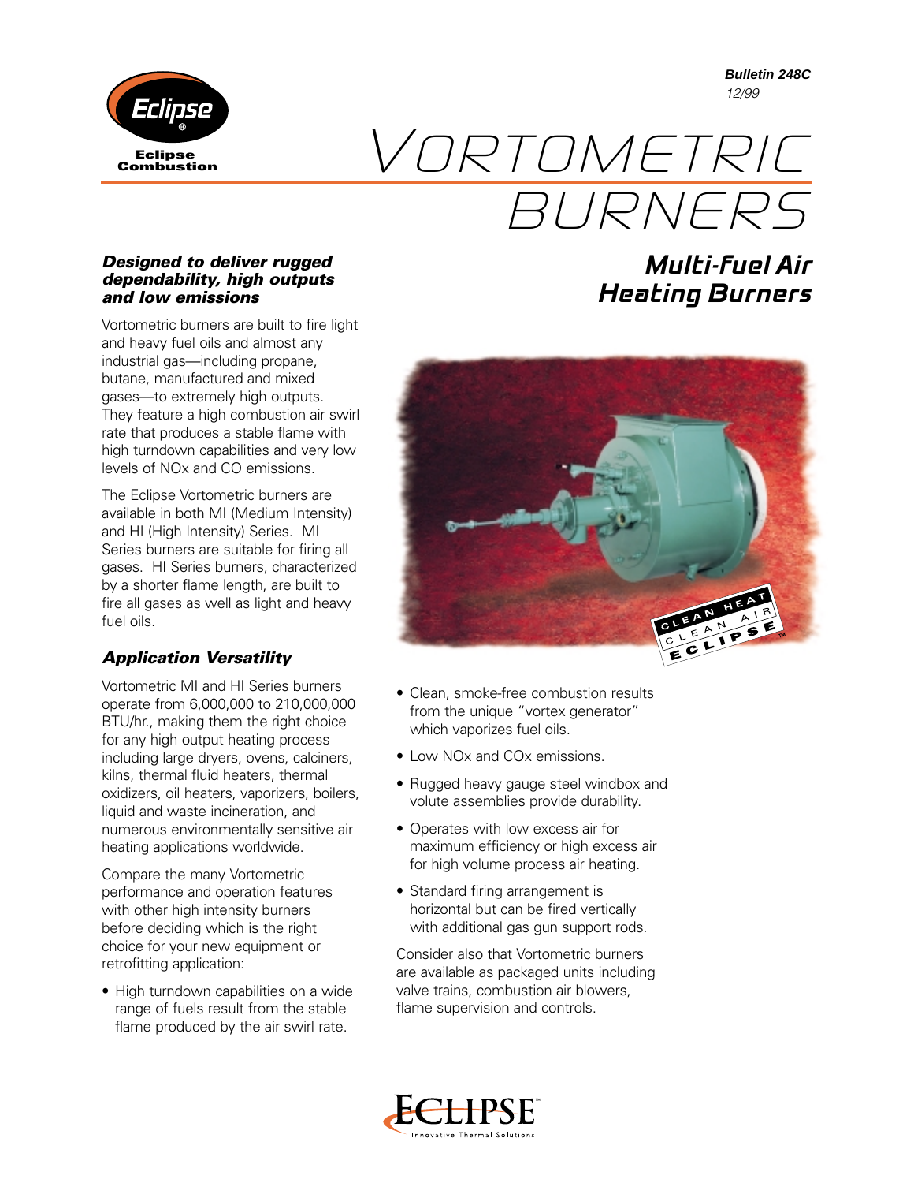Bulletin 248C
12/99

# VORTOMETRIC BURNERS

## Multi-Fuel Air Heating Burners

***Designed to deliver rugged dependability, high outputs and low emissions***

Vortometric burners are built to fire light and heavy fuel oils and almost any industrial gas—including propane, butane, manufactured and mixed gases—to extremely high outputs. They feature a high combustion air swirl rate that produces a stable flame with high turndown capabilities and very low levels of NOx and CO emissions.

The Eclipse Vortometric burners are available in both MI (Medium Intensity) and HI (High Intensity) Series. MI Series burners are suitable for firing all gases. HI Series burners, characterized by a shorter flame length, are built to fire all gases as well as light and heavy fuel oils.

### *Application Versatility*

Vortometric MI and HI Series burners operate from 6,000,000 to 210,000,000 BTU/hr., making them the right choice for any high output heating process including large dryers, ovens, calciners, kilns, thermal fluid heaters, thermal oxidizers, oil heaters, vaporizers, boilers, liquid and waste incineration, and numerous environmentally sensitive air heating applications worldwide.

Compare the many Vortometric performance and operation features with other high intensity burners before deciding which is the right choice for your new equipment or retrofitting application:

- High turndown capabilities on a wide range of fuels result from the stable flame produced by the air swirl rate.
- Clean, smoke-free combustion results from the unique "vortex generator" which vaporizes fuel oils.
- Low NOx and COx emissions.
- Rugged heavy gauge steel windbox and volute assemblies provide durability.
- Operates with low excess air for maximum efficiency or high excess air for high volume process air heating.
- Standard firing arrangement is horizontal but can be fired vertically with additional gas gun support rods.

Consider also that Vortometric burners are available as packaged units including valve trains, combustion air blowers, flame supervision and controls.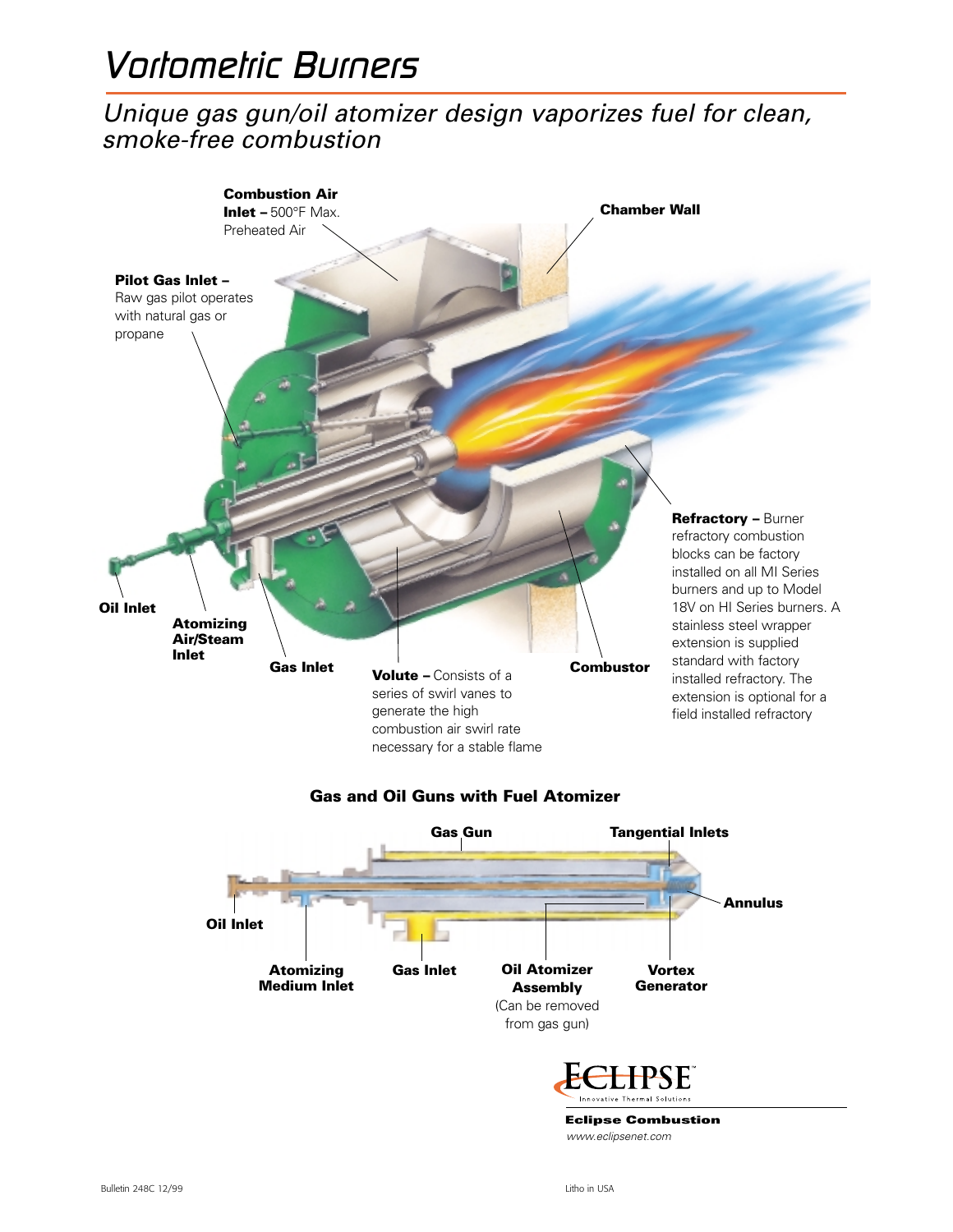# Vortometric Burners

## *Unique gas gun/oil atomizer design vaporizes fuel for clean, smoke-free combustion*

**Combustion Air Inlet –** 500°F Max. Preheated Air

**Chamber Wall**

**Pilot Gas Inlet –** Raw gas pilot operates with natural gas or propane

**Refractory –** Burner refractory combustion blocks can be factory installed on all MI Series burners and up to Model 18V on HI Series burners. A stainless steel wrapper extension is supplied standard with factory installed refractory. The extension is optional for a field installed refractory

**Oil Inlet**

**Atomizing Air/Steam Inlet**

**Gas Inlet**

**Volute –** Consists of a series of swirl vanes to generate the high combustion air swirl rate necessary for a stable flame

**Combustor**

### Gas and Oil Guns with Fuel Atomizer

**Gas Gun**

**Tangential Inlets**

**Annulus**

**Oil Inlet**

**Atomizing Medium Inlet**

**Gas Inlet**

**Oil Atomizer Assembly** (Can be removed from gas gun)

**Vortex Generator**

**Eclipse Combustion**
*www.eclipsenet.com*

Bulletin 248C 12/99

Litho in USA